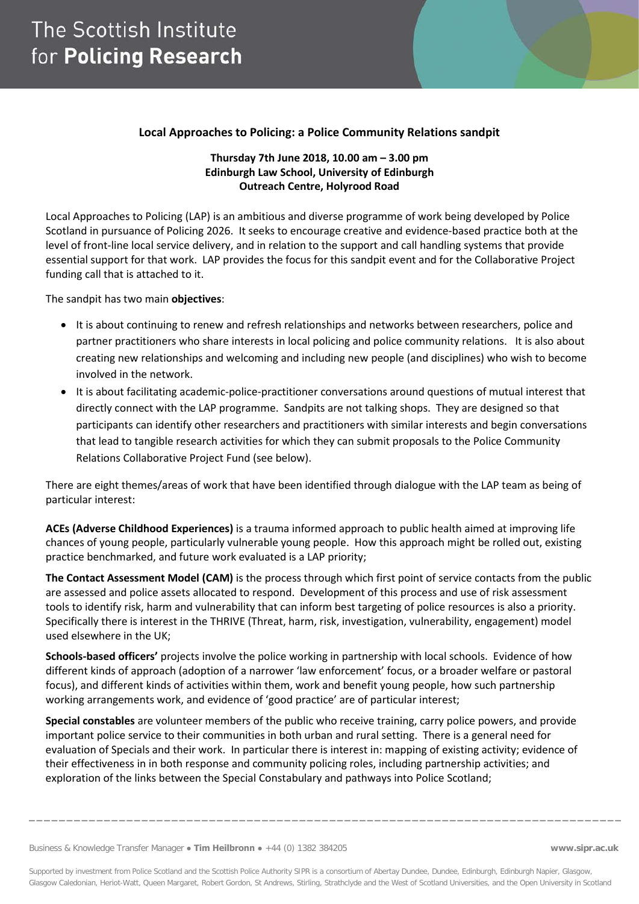# The Scottish Institute for Policing Research

## Local Approaches to Policing: a Police Community Relations sandpit

**Thursday 7th June 2018, 10.00 am – 3.00 pm**
**Edinburgh Law School, University of Edinburgh**
**Outreach Centre, Holyrood Road**

Local Approaches to Policing (LAP) is an ambitious and diverse programme of work being developed by Police Scotland in pursuance of Policing 2026. It seeks to encourage creative and evidence-based practice both at the level of front-line local service delivery, and in relation to the support and call handling systems that provide essential support for that work. LAP provides the focus for this sandpit event and for the Collaborative Project funding call that is attached to it.

The sandpit has two main **objectives**:

- It is about continuing to renew and refresh relationships and networks between researchers, police and partner practitioners who share interests in local policing and police community relations. It is also about creating new relationships and welcoming and including new people (and disciplines) who wish to become involved in the network.
- It is about facilitating academic-police-practitioner conversations around questions of mutual interest that directly connect with the LAP programme. Sandpits are not talking shops. They are designed so that participants can identify other researchers and practitioners with similar interests and begin conversations that lead to tangible research activities for which they can submit proposals to the Police Community Relations Collaborative Project Fund (see below).

There are eight themes/areas of work that have been identified through dialogue with the LAP team as being of particular interest:

**ACEs (Adverse Childhood Experiences)** is a trauma informed approach to public health aimed at improving life chances of young people, particularly vulnerable young people. How this approach might be rolled out, existing practice benchmarked, and future work evaluated is a LAP priority;

**The Contact Assessment Model (CAM)** is the process through which first point of service contacts from the public are assessed and police assets allocated to respond. Development of this process and use of risk assessment tools to identify risk, harm and vulnerability that can inform best targeting of police resources is also a priority. Specifically there is interest in the THRIVE (Threat, harm, risk, investigation, vulnerability, engagement) model used elsewhere in the UK;

**Schools-based officers'** projects involve the police working in partnership with local schools. Evidence of how different kinds of approach (adoption of a narrower 'law enforcement' focus, or a broader welfare or pastoral focus), and different kinds of activities within them, work and benefit young people, how such partnership working arrangements work, and evidence of 'good practice' are of particular interest;

**Special constables** are volunteer members of the public who receive training, carry police powers, and provide important police service to their communities in both urban and rural setting. There is a general need for evaluation of Specials and their work. In particular there is interest in: mapping of existing activity; evidence of their effectiveness in in both response and community policing roles, including partnership activities; and exploration of the links between the Special Constabulary and pathways into Police Scotland;

Business & Knowledge Transfer Manager • **Tim Heilbronn** • +44 (0) 1382 384205 **www.sipr.ac.uk**

Supported by investment from Police Scotland and the Scottish Police Authority SIPR is a consortium of Abertay Dundee, Dundee, Edinburgh, Edinburgh Napier, Glasgow, Glasgow Caledonian, Heriot-Watt, Queen Margaret, Robert Gordon, St Andrews, Stirling, Strathclyde and the West of Scotland Universities, and the Open University in Scotland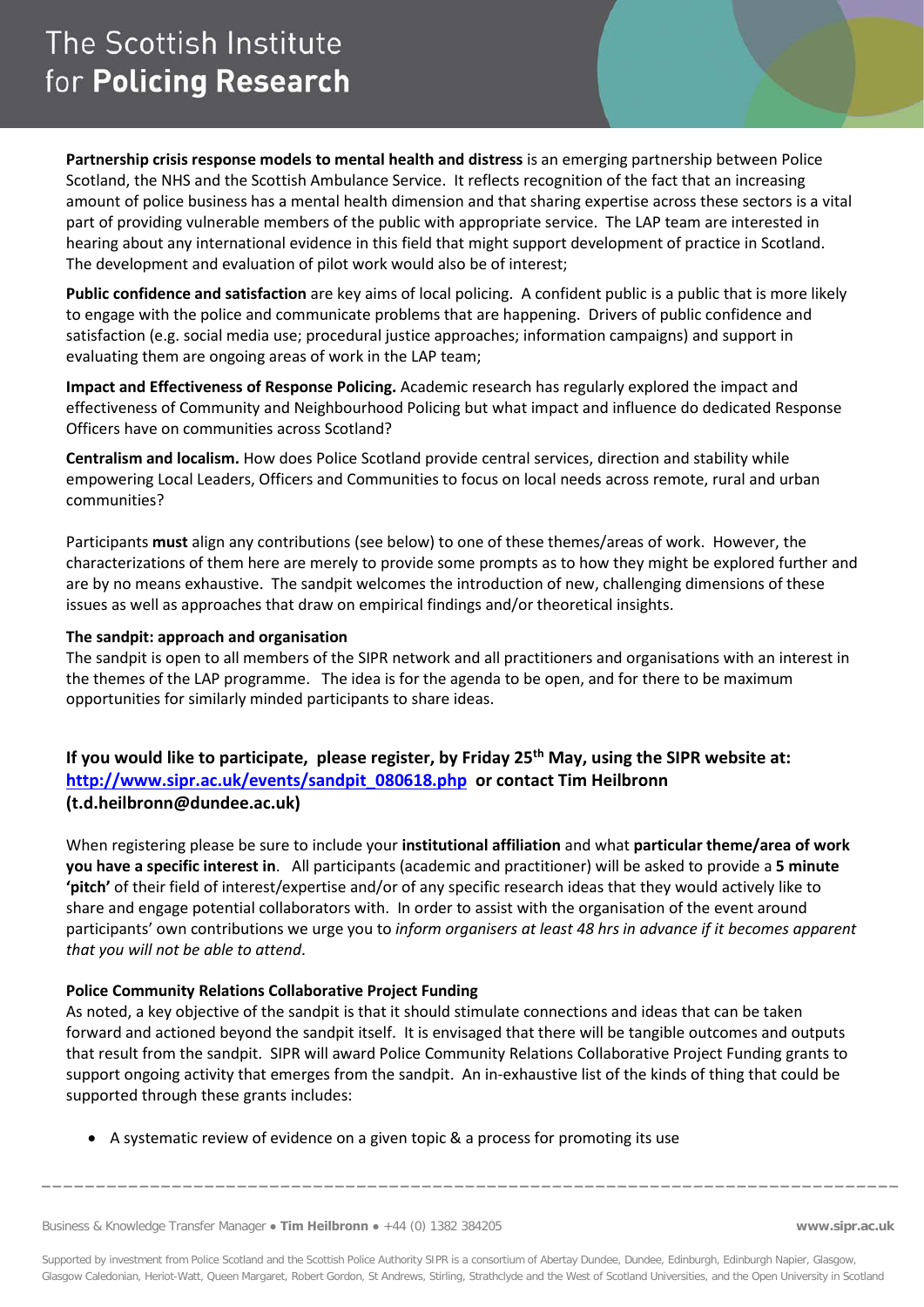**Partnership crisis response models to mental health and distress** is an emerging partnership between Police Scotland, the NHS and the Scottish Ambulance Service. It reflects recognition of the fact that an increasing amount of police business has a mental health dimension and that sharing expertise across these sectors is a vital part of providing vulnerable members of the public with appropriate service. The LAP team are interested in hearing about any international evidence in this field that might support development of practice in Scotland. The development and evaluation of pilot work would also be of interest;

**Public confidence and satisfaction** are key aims of local policing. A confident public is a public that is more likely to engage with the police and communicate problems that are happening. Drivers of public confidence and satisfaction (e.g. social media use; procedural justice approaches; information campaigns) and support in evaluating them are ongoing areas of work in the LAP team;

**Impact and Effectiveness of Response Policing.** Academic research has regularly explored the impact and effectiveness of Community and Neighbourhood Policing but what impact and influence do dedicated Response Officers have on communities across Scotland?

**Centralism and localism.** How does Police Scotland provide central services, direction and stability while empowering Local Leaders, Officers and Communities to focus on local needs across remote, rural and urban communities?

Participants **must** align any contributions (see below) to one of these themes/areas of work. However, the characterizations of them here are merely to provide some prompts as to how they might be explored further and are by no means exhaustive. The sandpit welcomes the introduction of new, challenging dimensions of these issues as well as approaches that draw on empirical findings and/or theoretical insights.

**The sandpit: approach and organisation**

The sandpit is open to all members of the SIPR network and all practitioners and organisations with an interest in the themes of the LAP programme. The idea is for the agenda to be open, and for there to be maximum opportunities for similarly minded participants to share ideas.

### If you would like to participate, please register, by Friday 25th May, using the SIPR website at: http://www.sipr.ac.uk/events/sandpit_080618.php or contact Tim Heilbronn (t.d.heilbronn@dundee.ac.uk)

When registering please be sure to include your **institutional affiliation** and what **particular theme/area of work you have a specific interest in**. All participants (academic and practitioner) will be asked to provide a **5 minute 'pitch'** of their field of interest/expertise and/or of any specific research ideas that they would actively like to share and engage potential collaborators with. In order to assist with the organisation of the event around participants' own contributions we urge you to *inform organisers at least 48 hrs in advance if it becomes apparent that you will not be able to attend*.

**Police Community Relations Collaborative Project Funding**

As noted, a key objective of the sandpit is that it should stimulate connections and ideas that can be taken forward and actioned beyond the sandpit itself. It is envisaged that there will be tangible outcomes and outputs that result from the sandpit. SIPR will award Police Community Relations Collaborative Project Funding grants to support ongoing activity that emerges from the sandpit. An in-exhaustive list of the kinds of thing that could be supported through these grants includes:

- A systematic review of evidence on a given topic & a process for promoting its use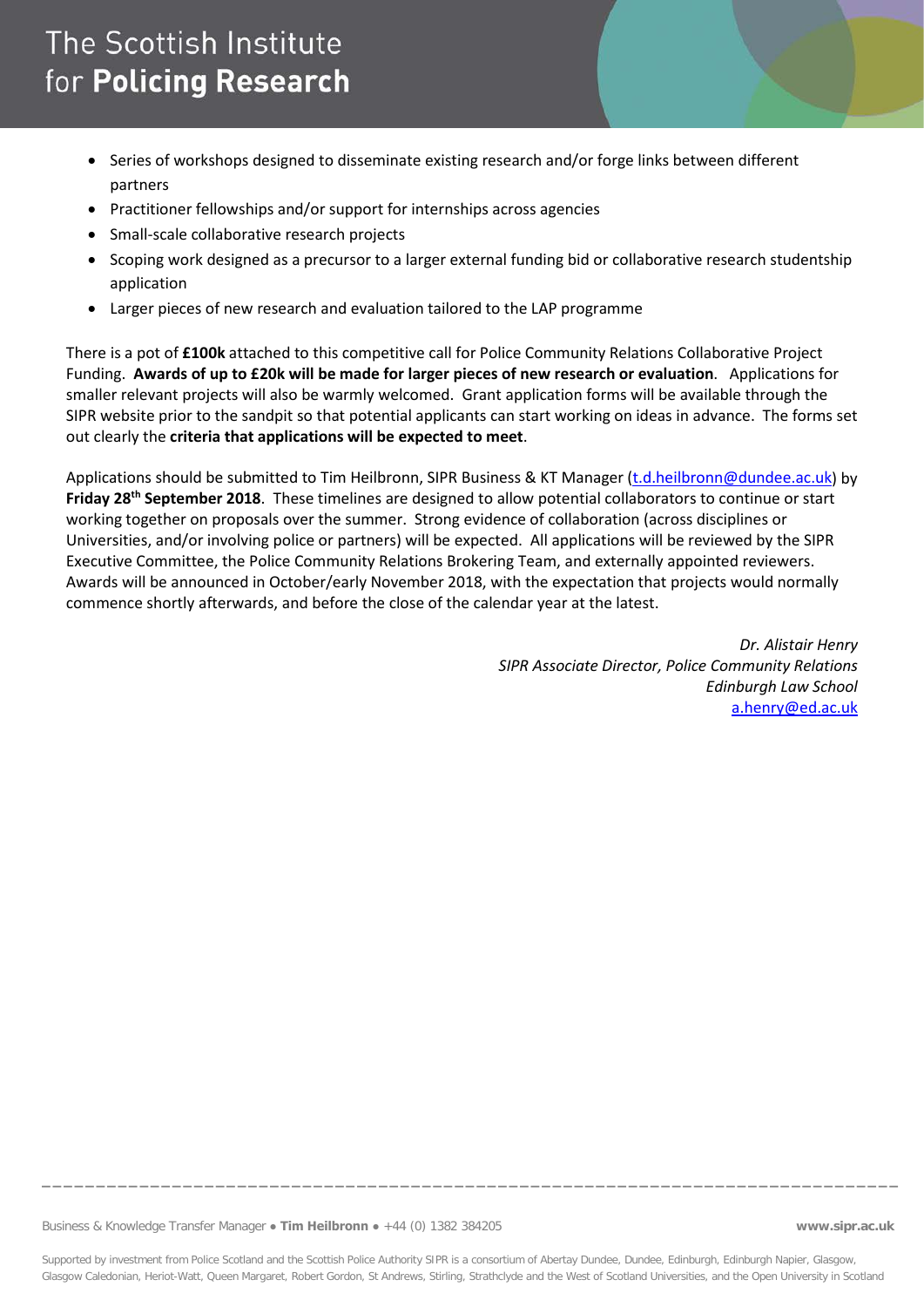- Series of workshops designed to disseminate existing research and/or forge links between different partners
- Practitioner fellowships and/or support for internships across agencies
- Small-scale collaborative research projects
- Scoping work designed as a precursor to a larger external funding bid or collaborative research studentship application
- Larger pieces of new research and evaluation tailored to the LAP programme

There is a pot of **£100k** attached to this competitive call for Police Community Relations Collaborative Project Funding. **Awards of up to £20k will be made for larger pieces of new research or evaluation**. Applications for smaller relevant projects will also be warmly welcomed. Grant application forms will be available through the SIPR website prior to the sandpit so that potential applicants can start working on ideas in advance. The forms set out clearly the **criteria that applications will be expected to meet**.

Applications should be submitted to Tim Heilbronn, SIPR Business & KT Manager (t.d.heilbronn@dundee.ac.uk) by **Friday 28th September 2018**. These timelines are designed to allow potential collaborators to continue or start working together on proposals over the summer. Strong evidence of collaboration (across disciplines or Universities, and/or involving police or partners) will be expected. All applications will be reviewed by the SIPR Executive Committee, the Police Community Relations Brokering Team, and externally appointed reviewers. Awards will be announced in October/early November 2018, with the expectation that projects would normally commence shortly afterwards, and before the close of the calendar year at the latest.

*Dr. Alistair Henry*
*SIPR Associate Director, Police Community Relations*
*Edinburgh Law School*
a.henry@ed.ac.uk